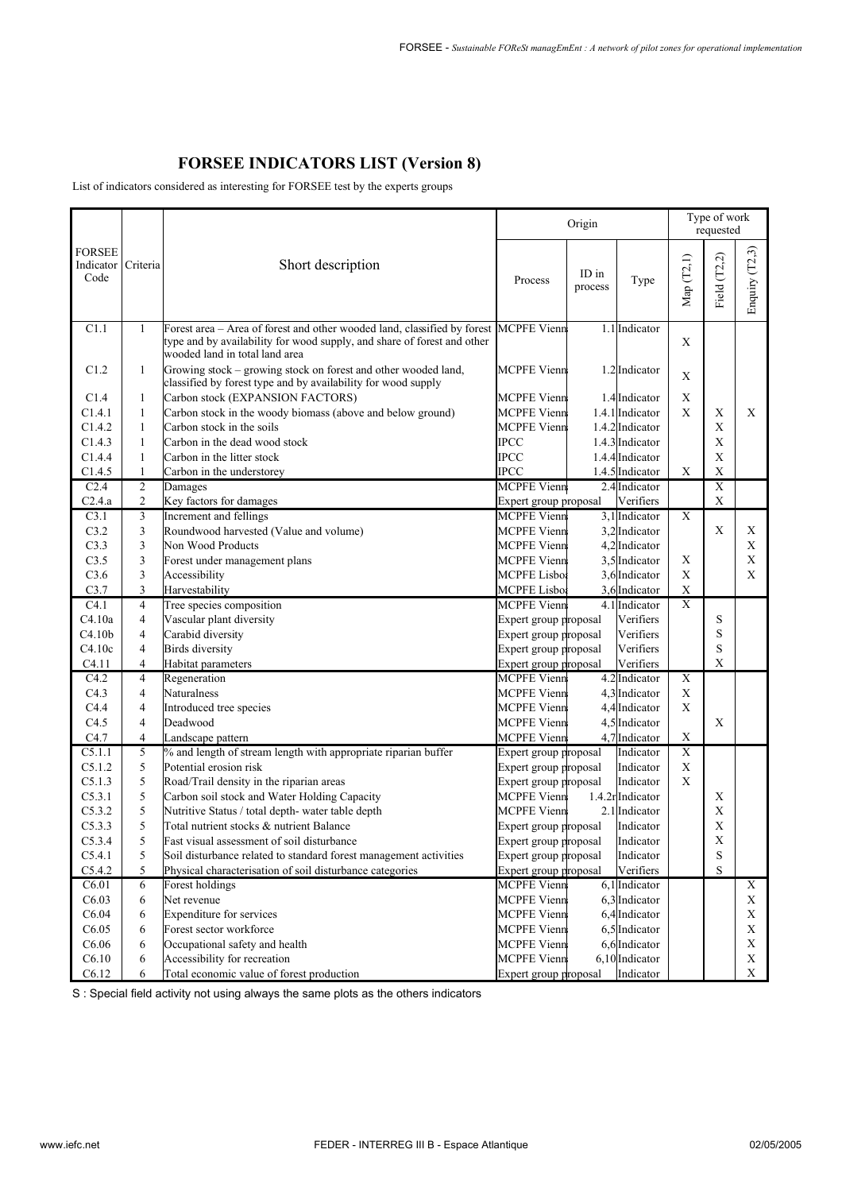## FORSEE INDICATORS LIST (Version 8)

List of indicators considered as interesting for FORSEE test by the experts groups

| FORSEE Indicator Code | Criteria | Short description | Origin | | | Type of work requested | | |
|---|---|---|---|---|---|---|---|---|
| | | | Process | ID in process | Type | Map (T2,1) | Field (T2,2) | Enquiry (T2,3) |
| C1.1 | 1 | Forest area – Area of forest and other wooded land, classified by forest type and by availability for wood supply, and share of forest and other wooded land in total land area | MCPFE Vienn | 1.1 | Indicator | X | | |
| C1.2 | 1 | Growing stock – growing stock on forest and other wooded land, classified by forest type and by availability for wood supply | MCPFE Vienn | 1.2 | Indicator | X | | |
| C1.4 | 1 | Carbon stock (EXPANSION FACTORS) | MCPFE Vienn | 1.4 | Indicator | X | | |
| C1.4.1 | 1 | Carbon stock in the woody biomass (above and below ground) | MCPFE Vienn | 1.4.1 | Indicator | X | X | X |
| C1.4.2 | 1 | Carbon stock in the soils | MCPFE Vienn | 1.4.2 | Indicator | | X | |
| C1.4.3 | 1 | Carbon in the dead wood stock | IPCC | 1.4.3 | Indicator | | X | |
| C1.4.4 | 1 | Carbon in the litter stock | IPCC | 1.4.4 | Indicator | | X | |
| C1.4.5 | 1 | Carbon in the understorey | IPCC | 1.4.5 | Indicator | X | X | |
| C2.4 | 2 | Damages | MCPFE Vienn | 2.4 | Indicator | | X | |
| C2.4.a | 2 | Key factors for damages | Expert group proposal | | Verifiers | | X | |
| C3.1 | 3 | Increment and fellings | MCPFE Vienn | 3,1 | Indicator | X | | |
| C3.2 | 3 | Roundwood harvested (Value and volume) | MCPFE Vienn | 3,2 | Indicator | | X | X |
| C3.3 | 3 | Non Wood Products | MCPFE Vienn | 4,2 | Indicator | | | X |
| C3.5 | 3 | Forest under management plans | MCPFE Vienn | 3,5 | Indicator | X | | X |
| C3.6 | 3 | Accessibility | MCPFE Lisboa | 3,6 | Indicator | X | | X |
| C3.7 | 3 | Harvestability | MCPFE Lisboa | 3,6 | Indicator | X | | |
| C4.1 | 4 | Tree species composition | MCPFE Vienn | 4.1 | Indicator | X | | |
| C4.10a | 4 | Vascular plant diversity | Expert group proposal | | Verifiers | | S | |
| C4.10b | 4 | Carabid diversity | Expert group proposal | | Verifiers | | S | |
| C4.10c | 4 | Birds diversity | Expert group proposal | | Verifiers | | S | |
| C4.11 | 4 | Habitat parameters | Expert group proposal | | Verifiers | | X | |
| C4.2 | 4 | Regeneration | MCPFE Vienn | 4.2 | Indicator | X | | |
| C4.3 | 4 | Naturalness | MCPFE Vienn | 4,3 | Indicator | X | | |
| C4.4 | 4 | Introduced tree species | MCPFE Vienn | 4,4 | Indicator | X | | |
| C4.5 | 4 | Deadwood | MCPFE Vienn | 4,5 | Indicator | | X | |
| C4.7 | 4 | Landscape pattern | MCPFE Vienn | 4,7 | Indicator | X | | |
| C5.1.1 | 5 | % and length of stream length with appropriate riparian buffer | Expert group proposal | | Indicator | X | | |
| C5.1.2 | 5 | Potential erosion risk | Expert group proposal | | Indicator | X | | |
| C5.1.3 | 5 | Road/Trail density in the riparian areas | Expert group proposal | | Indicator | X | | |
| C5.3.1 | 5 | Carbon soil stock and Water Holding Capacity | MCPFE Vienn | 1.4.2r | Indicator | | X | |
| C5.3.2 | 5 | Nutritive Status / total depth- water table depth | MCPFE Vienn | 2.1 | Indicator | | X | |
| C5.3.3 | 5 | Total nutrient stocks & nutrient Balance | Expert group proposal | | Indicator | | X | |
| C5.3.4 | 5 | Fast visual assessment of soil disturbance | Expert group proposal | | Indicator | | X | |
| C5.4.1 | 5 | Soil disturbance related to standard forest management activities | Expert group proposal | | Indicator | | S | |
| C5.4.2 | 5 | Physical characterisation of soil disturbance categories | Expert group proposal | | Verifiers | | S | |
| C6.01 | 6 | Forest holdings | MCPFE Vienn | 6,1 | Indicator | | | X |
| C6.03 | 6 | Net revenue | MCPFE Vienn | 6,3 | Indicator | | | X |
| C6.04 | 6 | Expenditure for services | MCPFE Vienn | 6,4 | Indicator | | | X |
| C6.05 | 6 | Forest sector workforce | MCPFE Vienn | 6,5 | Indicator | | | X |
| C6.06 | 6 | Occupational safety and health | MCPFE Vienn | 6,6 | Indicator | | | X |
| C6.10 | 6 | Accessibility for recreation | MCPFE Vienn | 6,10 | Indicator | | | X |
| C6.12 | 6 | Total economic value of forest production | Expert group proposal | | Indicator | | | X |

S : Special field activity not using always the same plots as the others indicators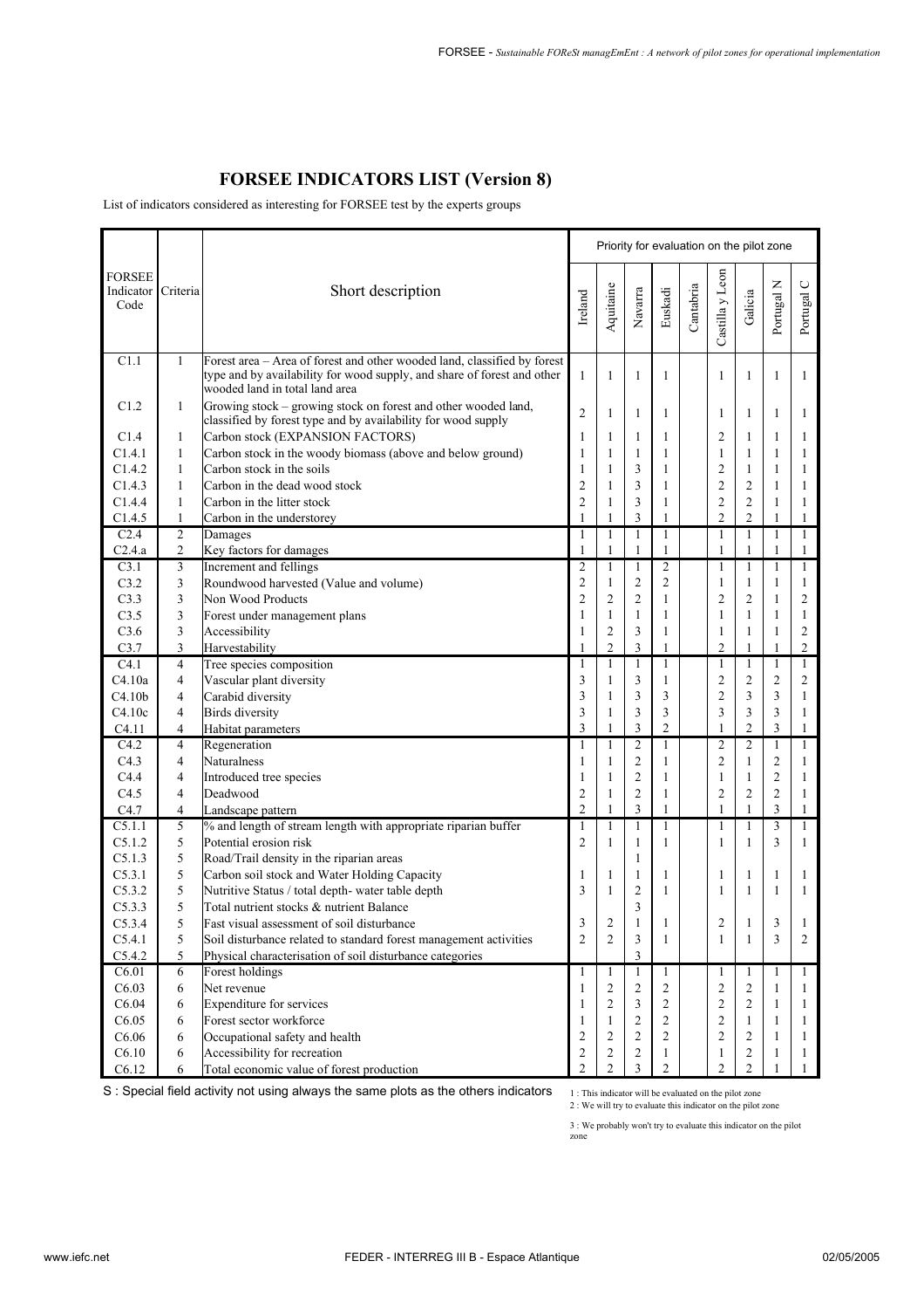## FORSEE INDICATORS LIST (Version 8)

List of indicators considered as interesting for FORSEE test by the experts groups

| FORSEE Indicator Code | Criteria | Short description | Priority for evaluation on the pilot zone | | | | | | | | |
|---|---|---|---|---|---|---|---|---|---|---|---|
| | | | Ireland | Aquitaine | Navarra | Euskadi | Cantabria | Castilla y Leon | Galicia | Portugal N | Portugal C |
| C1.1 | 1 | Forest area – Area of forest and other wooded land, classified by forest type and by availability for wood supply, and share of forest and other wooded land in total land area | 1 | 1 | 1 | 1 | | 1 | 1 | 1 | 1 |
| C1.2 | 1 | Growing stock – growing stock on forest and other wooded land, classified by forest type and by availability for wood supply | 2 | 1 | 1 | 1 | | 1 | 1 | 1 | 1 |
| C1.4 | 1 | Carbon stock (EXPANSION FACTORS) | 1 | 1 | 1 | 1 | | 2 | 1 | 1 | 1 |
| C1.4.1 | 1 | Carbon stock in the woody biomass (above and below ground) | 1 | 1 | 1 | 1 | | 1 | 1 | 1 | 1 |
| C1.4.2 | 1 | Carbon stock in the soils | 1 | 1 | 3 | 1 | | 2 | 1 | 1 | 1 |
| C1.4.3 | 1 | Carbon in the dead wood stock | 2 | 1 | 3 | 1 | | 2 | 2 | 1 | 1 |
| C1.4.4 | 1 | Carbon in the litter stock | 2 | 1 | 3 | 1 | | 2 | 2 | 1 | 1 |
| C1.4.5 | 1 | Carbon in the understorey | 1 | 1 | 3 | 1 | | 2 | 2 | 1 | 1 |
| C2.4 | 2 | Damages | 1 | 1 | 1 | 1 | | 1 | 1 | 1 | 1 |
| C2.4.a | 2 | Key factors for damages | 1 | 1 | 1 | 1 | | 1 | 1 | 1 | 1 |
| C3.1 | 3 | Increment and fellings | 2 | 1 | 1 | 2 | | 1 | 1 | 1 | 1 |
| C3.2 | 3 | Roundwood harvested (Value and volume) | 2 | 1 | 2 | 2 | | 1 | 1 | 1 | 1 |
| C3.3 | 3 | Non Wood Products | 2 | 2 | 2 | 1 | | 2 | 2 | 1 | 2 |
| C3.5 | 3 | Forest under management plans | 1 | 1 | 1 | 1 | | 1 | 1 | 1 | 1 |
| C3.6 | 3 | Accessibility | 1 | 2 | 3 | 1 | | 1 | 1 | 1 | 2 |
| C3.7 | 3 | Harvestability | 1 | 2 | 3 | 1 | | 2 | 1 | 1 | 2 |
| C4.1 | 4 | Tree species composition | 1 | 1 | 1 | 1 | | 1 | 1 | 1 | 1 |
| C4.10a | 4 | Vascular plant diversity | 3 | 1 | 3 | 1 | | 2 | 2 | 2 | 2 |
| C4.10b | 4 | Carabid diversity | 3 | 1 | 3 | 3 | | 2 | 3 | 3 | 1 |
| C4.10c | 4 | Birds diversity | 3 | 1 | 3 | 3 | | 3 | 3 | 3 | 1 |
| C4.11 | 4 | Habitat parameters | 3 | 1 | 3 | 2 | | 1 | 2 | 3 | 1 |
| C4.2 | 4 | Regeneration | 1 | 1 | 2 | 1 | | 2 | 2 | 1 | 1 |
| C4.3 | 4 | Naturalness | 1 | 1 | 2 | 1 | | 2 | 1 | 2 | 1 |
| C4.4 | 4 | Introduced tree species | 1 | 1 | 2 | 1 | | 1 | 1 | 2 | 1 |
| C4.5 | 4 | Deadwood | 2 | 1 | 2 | 1 | | 2 | 2 | 2 | 1 |
| C4.7 | 4 | Landscape pattern | 2 | 1 | 3 | 1 | | 1 | 1 | 3 | 1 |
| C5.1.1 | 5 | % and length of stream length with appropriate riparian buffer | 1 | 1 | 1 | 1 | | 1 | 1 | 3 | 1 |
| C5.1.2 | 5 | Potential erosion risk | 2 | 1 | 1 | 1 | | 1 | 1 | 3 | 1 |
| C5.1.3 | 5 | Road/Trail density in the riparian areas | | | 1 | | | | | | |
| C5.3.1 | 5 | Carbon soil stock and Water Holding Capacity | 1 | 1 | 1 | 1 | | 1 | 1 | 1 | 1 |
| C5.3.2 | 5 | Nutritive Status / total depth- water table depth | 3 | 1 | 2 | 1 | | 1 | 1 | 1 | 1 |
| C5.3.3 | 5 | Total nutrient stocks & nutrient Balance | | | 3 | | | | | | |
| C5.3.4 | 5 | Fast visual assessment of soil disturbance | 3 | 2 | 1 | 1 | | 2 | 1 | 3 | 1 |
| C5.4.1 | 5 | Soil disturbance related to standard forest management activities | 2 | 2 | 3 | 1 | | 1 | 1 | 3 | 2 |
| C5.4.2 | 5 | Physical characterisation of soil disturbance categories | | | 3 | | | | | | |
| C6.01 | 6 | Forest holdings | 1 | 1 | 1 | 1 | | 1 | 1 | 1 | 1 |
| C6.03 | 6 | Net revenue | 1 | 2 | 2 | 2 | | 2 | 2 | 1 | 1 |
| C6.04 | 6 | Expenditure for services | 1 | 2 | 3 | 2 | | 2 | 2 | 1 | 1 |
| C6.05 | 6 | Forest sector workforce | 1 | 1 | 2 | 2 | | 2 | 1 | 1 | 1 |
| C6.06 | 6 | Occupational safety and health | 2 | 2 | 2 | 2 | | 2 | 2 | 1 | 1 |
| C6.10 | 6 | Accessibility for recreation | 2 | 2 | 2 | 1 | | 1 | 2 | 1 | 1 |
| C6.12 | 6 | Total economic value of forest production | 2 | 2 | 3 | 2 | | 2 | 2 | 1 | 1 |

S : Special field activity not using always the same plots as the others indicators

1 : This indicator will be evaluated on the pilot zone
2 : We will try to evaluate this indicator on the pilot zone
3 : We probably won't try to evaluate this indicator on the pilot zone